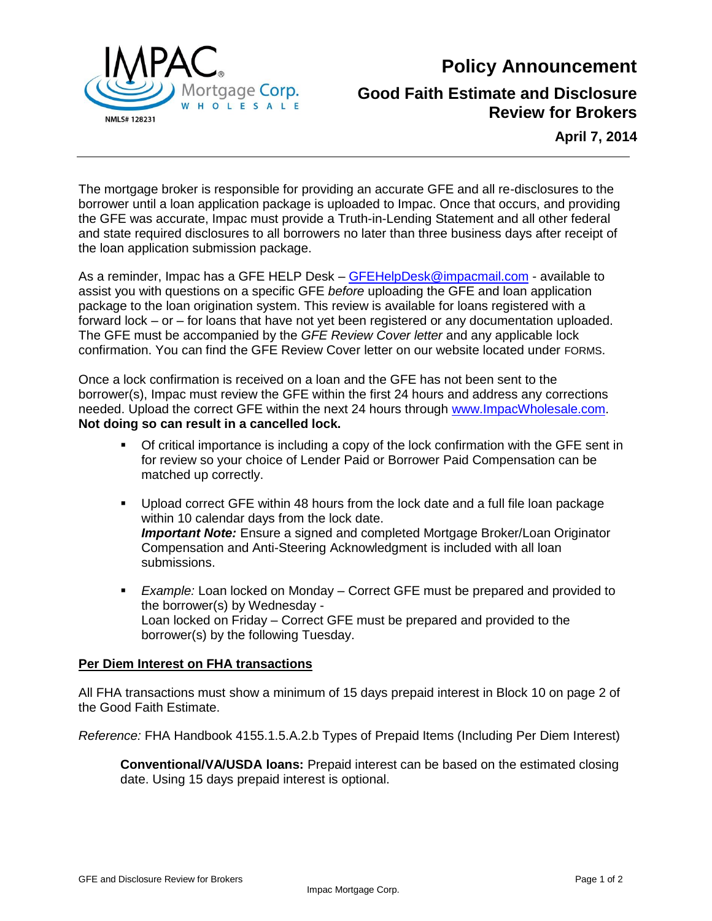# Policy Announcement

## Good Faith Estimate and Disclosure Review for Brokers

**April 7, 2014**

The mortgage broker is responsible for providing an accurate GFE and all re-disclosures to the borrower until a loan application package is uploaded to Impac. Once that occurs, and providing the GFE was accurate, Impac must provide a Truth-in-Lending Statement and all other federal and state required disclosures to all borrowers no later than three business days after receipt of the loan application submission package.

As a reminder, Impac has a GFE HELP Desk – GFEHelpDesk@impacmail.com - available to assist you with questions on a specific GFE *before* uploading the GFE and loan application package to the loan origination system. This review is available for loans registered with a forward lock – or – for loans that have not yet been registered or any documentation uploaded. The GFE must be accompanied by the *GFE Review Cover letter* and any applicable lock confirmation. You can find the GFE Review Cover letter on our website located under FORMS.

Once a lock confirmation is received on a loan and the GFE has not been sent to the borrower(s), Impac must review the GFE within the first 24 hours and address any corrections needed. Upload the correct GFE within the next 24 hours through www.ImpacWholesale.com. **Not doing so can result in a cancelled lock.**

- Of critical importance is including a copy of the lock confirmation with the GFE sent in for review so your choice of Lender Paid or Borrower Paid Compensation can be matched up correctly.
- Upload correct GFE within 48 hours from the lock date and a full file loan package within 10 calendar days from the lock date.
  ***Important Note:*** Ensure a signed and completed Mortgage Broker/Loan Originator Compensation and Anti-Steering Acknowledgment is included with all loan submissions.
- *Example:* Loan locked on Monday – Correct GFE must be prepared and provided to the borrower(s) by Wednesday -
  Loan locked on Friday – Correct GFE must be prepared and provided to the borrower(s) by the following Tuesday.

### Per Diem Interest on FHA transactions

All FHA transactions must show a minimum of 15 days prepaid interest in Block 10 on page 2 of the Good Faith Estimate.

*Reference:* FHA Handbook 4155.1.5.A.2.b Types of Prepaid Items (Including Per Diem Interest)

**Conventional/VA/USDA loans:** Prepaid interest can be based on the estimated closing date. Using 15 days prepaid interest is optional.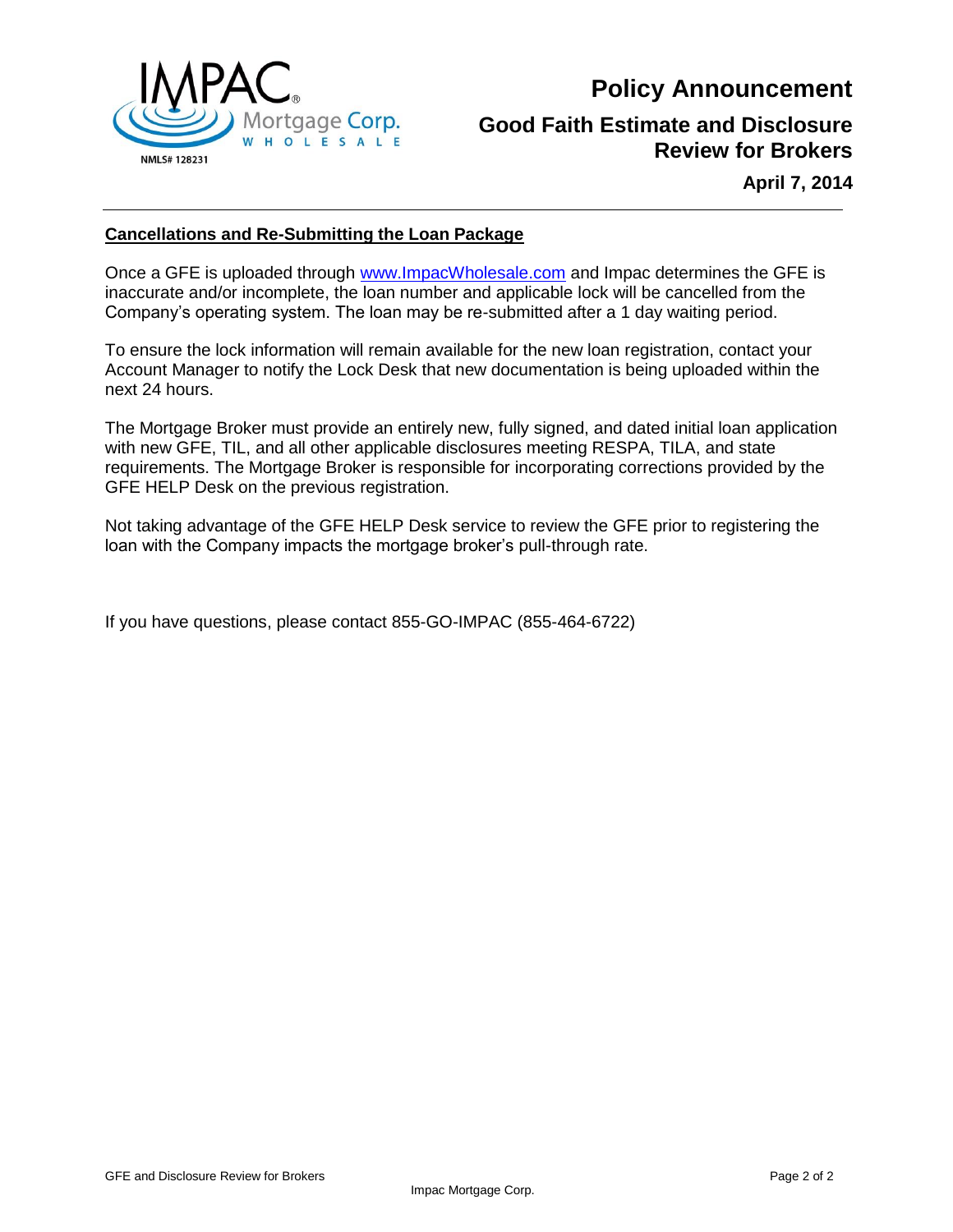# Policy Announcement

## Good Faith Estimate and Disclosure Review for Brokers

**April 7, 2014**

**Cancellations and Re-Submitting the Loan Package**

Once a GFE is uploaded through www.ImpacWholesale.com and Impac determines the GFE is inaccurate and/or incomplete, the loan number and applicable lock will be cancelled from the Company's operating system. The loan may be re-submitted after a 1 day waiting period.

To ensure the lock information will remain available for the new loan registration, contact your Account Manager to notify the Lock Desk that new documentation is being uploaded within the next 24 hours.

The Mortgage Broker must provide an entirely new, fully signed, and dated initial loan application with new GFE, TIL, and all other applicable disclosures meeting RESPA, TILA, and state requirements. The Mortgage Broker is responsible for incorporating corrections provided by the GFE HELP Desk on the previous registration.

Not taking advantage of the GFE HELP Desk service to review the GFE prior to registering the loan with the Company impacts the mortgage broker's pull-through rate.

If you have questions, please contact 855-GO-IMPAC (855-464-6722)